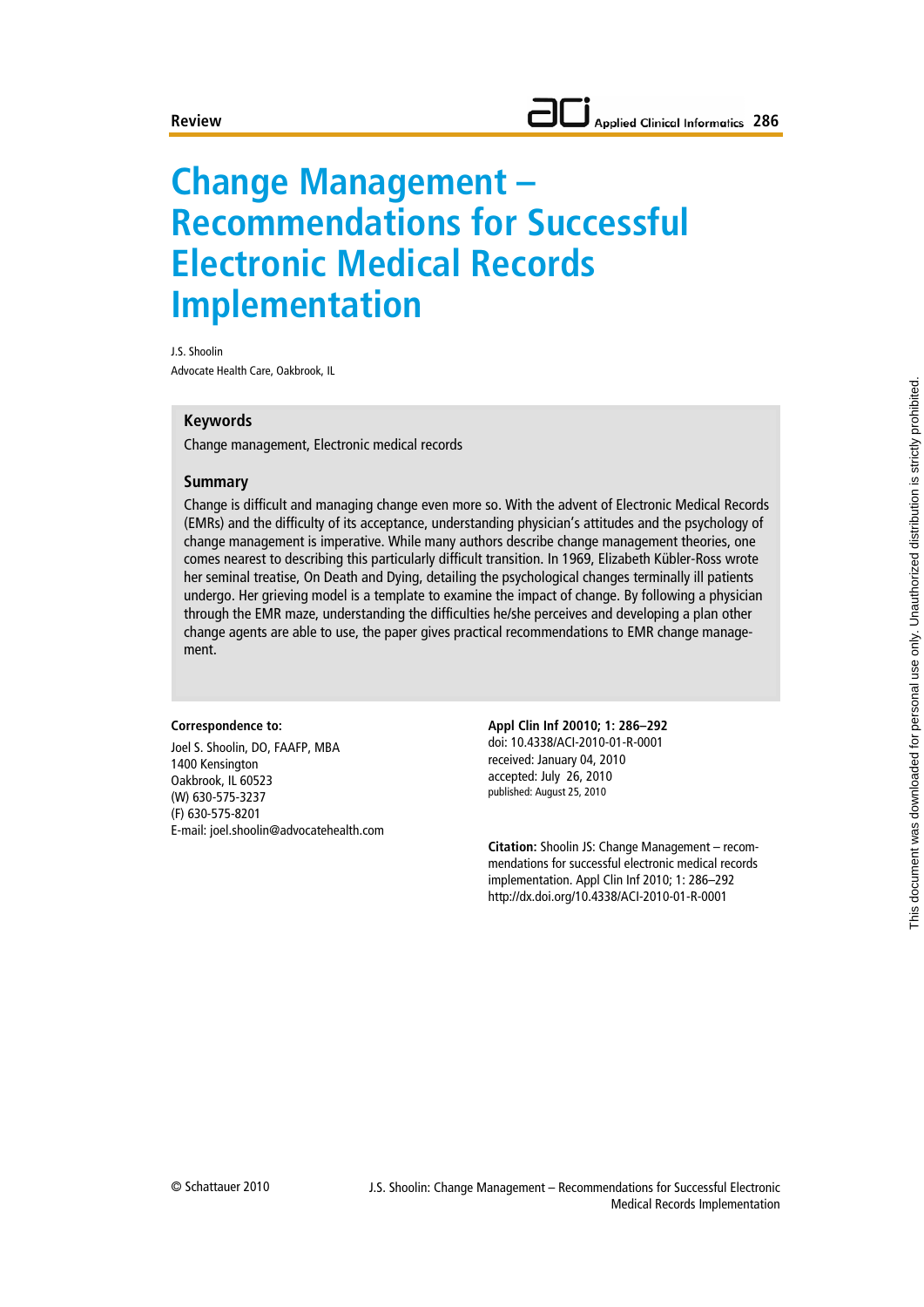Review

# Change Management – Recommendations for Successful Electronic Medical Records Implementation

J.S. Shoolin
Advocate Health Care, Oakbrook, IL

## Keywords

Change management, Electronic medical records

## Summary

Change is difficult and managing change even more so. With the advent of Electronic Medical Records (EMRs) and the difficulty of its acceptance, understanding physician's attitudes and the psychology of change management is imperative. While many authors describe change management theories, one comes nearest to describing this particularly difficult transition. In 1969, Elizabeth Kübler-Ross wrote her seminal treatise, On Death and Dying, detailing the psychological changes terminally ill patients undergo. Her grieving model is a template to examine the impact of change. By following a physician through the EMR maze, understanding the difficulties he/she perceives and developing a plan other change agents are able to use, the paper gives practical recommendations to EMR change management.

**Correspondence to:**
Joel S. Shoolin, DO, FAAFP, MBA
1400 Kensington
Oakbrook, IL 60523
(W) 630-575-3237
(F) 630-575-8201
E-mail: joel.shoolin@advocatehealth.com

**Appl Clin Inf 20010; 1: 286–292**
doi: 10.4338/ACI-2010-01-R-0001
received: January 04, 2010
accepted: July 26, 2010
published: August 25, 2010

**Citation:** Shoolin JS: Change Management – recommendations for successful electronic medical records implementation. Appl Clin Inf 2010; 1: 286–292
http://dx.doi.org/10.4338/ACI-2010-01-R-0001

© Schattauer 2010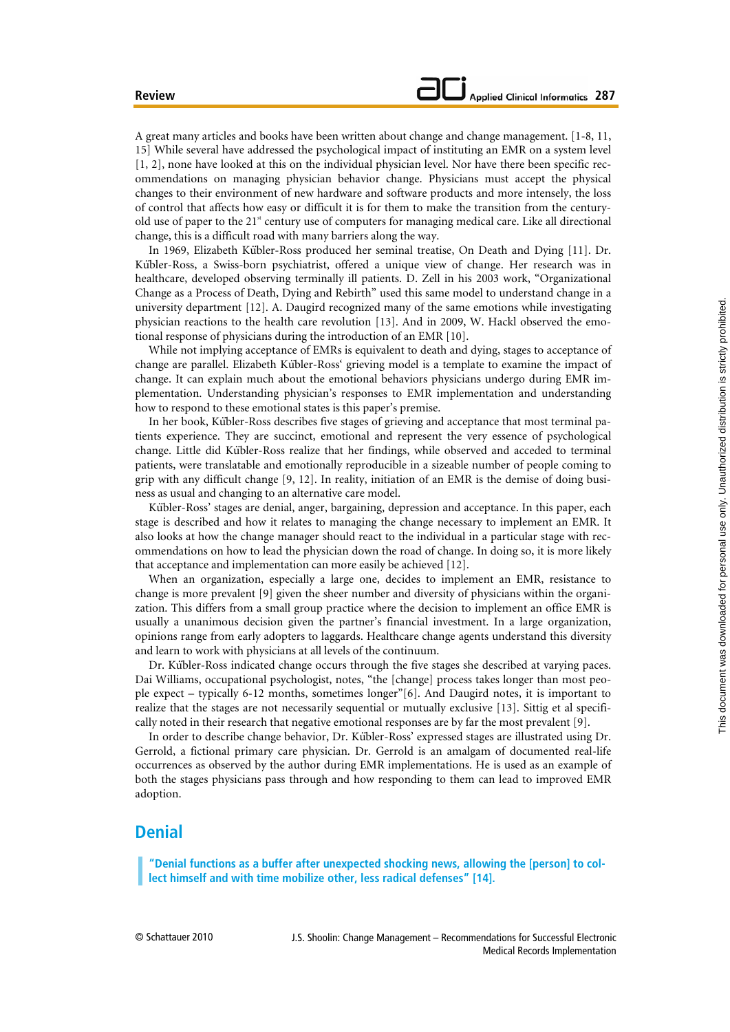A great many articles and books have been written about change and change management. [1-8, 11, 15] While several have addressed the psychological impact of instituting an EMR on a system level [1, 2], none have looked at this on the individual physician level. Nor have there been specific recommendations on managing physician behavior change. Physicians must accept the physical changes to their environment of new hardware and software products and more intensely, the loss of control that affects how easy or difficult it is for them to make the transition from the century-old use of paper to the 21st century use of computers for managing medical care. Like all directional change, this is a difficult road with many barriers along the way.

In 1969, Elizabeth Kűbler-Ross produced her seminal treatise, On Death and Dying [11]. Dr. Kűbler-Ross, a Swiss-born psychiatrist, offered a unique view of change. Her research was in healthcare, developed observing terminally ill patients. D. Zell in his 2003 work, "Organizational Change as a Process of Death, Dying and Rebirth" used this same model to understand change in a university department [12]. A. Daugird recognized many of the same emotions while investigating physician reactions to the health care revolution [13]. And in 2009, W. Hackl observed the emotional response of physicians during the introduction of an EMR [10].

While not implying acceptance of EMRs is equivalent to death and dying, stages to acceptance of change are parallel. Elizabeth Kűbler-Ross' grieving model is a template to examine the impact of change. It can explain much about the emotional behaviors physicians undergo during EMR implementation. Understanding physician's responses to EMR implementation and understanding how to respond to these emotional states is this paper's premise.

In her book, Kűbler-Ross describes five stages of grieving and acceptance that most terminal patients experience. They are succinct, emotional and represent the very essence of psychological change. Little did Kűbler-Ross realize that her findings, while observed and acceded to terminal patients, were translatable and emotionally reproducible in a sizeable number of people coming to grip with any difficult change [9, 12]. In reality, initiation of an EMR is the demise of doing business as usual and changing to an alternative care model.

Kűbler-Ross' stages are denial, anger, bargaining, depression and acceptance. In this paper, each stage is described and how it relates to managing the change necessary to implement an EMR. It also looks at how the change manager should react to the individual in a particular stage with recommendations on how to lead the physician down the road of change. In doing so, it is more likely that acceptance and implementation can more easily be achieved [12].

When an organization, especially a large one, decides to implement an EMR, resistance to change is more prevalent [9] given the sheer number and diversity of physicians within the organization. This differs from a small group practice where the decision to implement an office EMR is usually a unanimous decision given the partner's financial investment. In a large organization, opinions range from early adopters to laggards. Healthcare change agents understand this diversity and learn to work with physicians at all levels of the continuum.

Dr. Kűbler-Ross indicated change occurs through the five stages she described at varying paces. Dai Williams, occupational psychologist, notes, "the [change] process takes longer than most people expect – typically 6-12 months, sometimes longer"[6]. And Daugird notes, it is important to realize that the stages are not necessarily sequential or mutually exclusive [13]. Sittig et al specifically noted in their research that negative emotional responses are by far the most prevalent [9].

In order to describe change behavior, Dr. Kűbler-Ross' expressed stages are illustrated using Dr. Gerrold, a fictional primary care physician. Dr. Gerrold is an amalgam of documented real-life occurrences as observed by the author during EMR implementations. He is used as an example of both the stages physicians pass through and how responding to them can lead to improved EMR adoption.

## Denial

> **"Denial functions as a buffer after unexpected shocking news, allowing the [person] to collect himself and with time mobilize other, less radical defenses" [14].**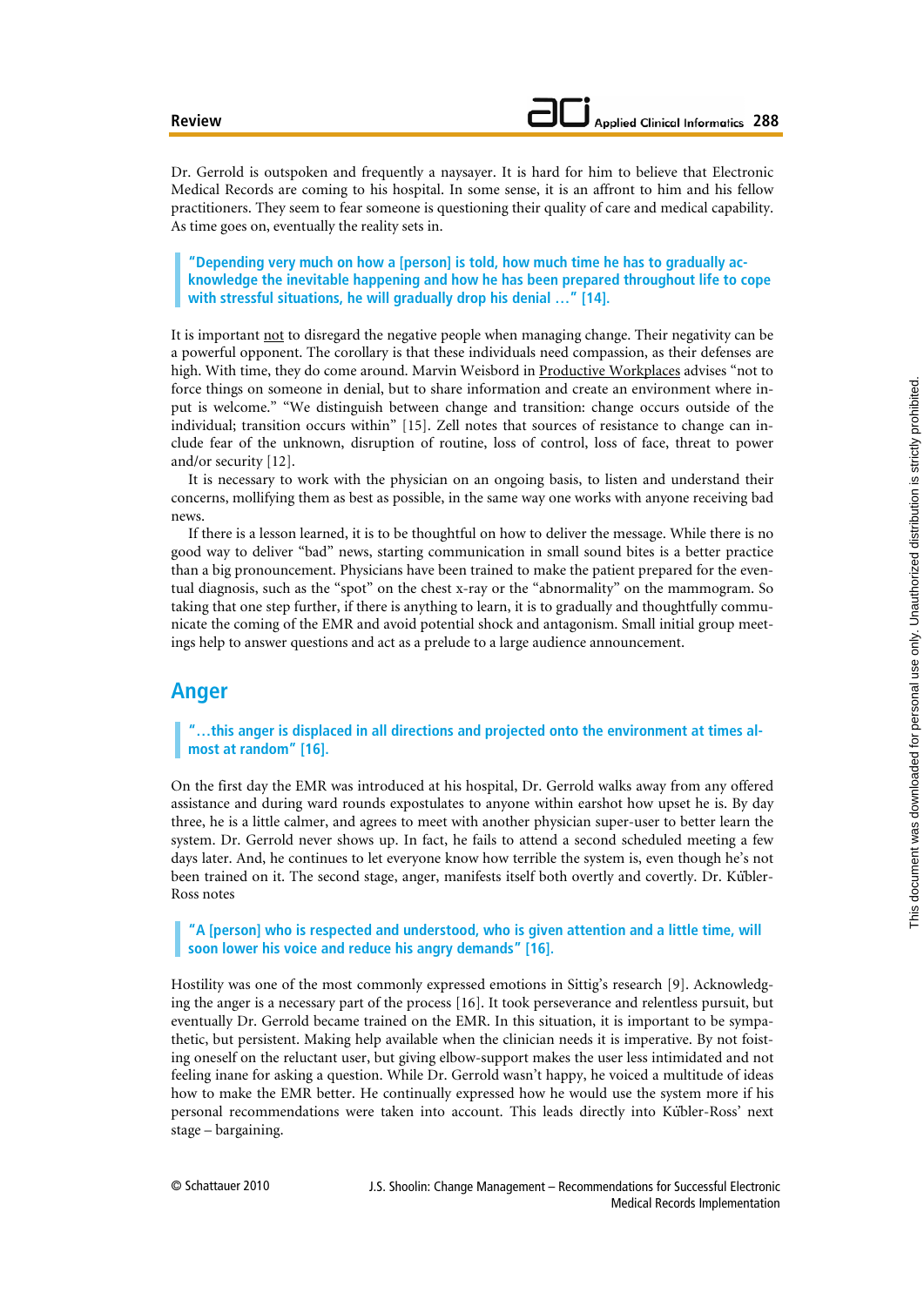Dr. Gerrold is outspoken and frequently a naysayer. It is hard for him to believe that Electronic Medical Records are coming to his hospital. In some sense, it is an affront to him and his fellow practitioners. They seem to fear someone is questioning their quality of care and medical capability. As time goes on, eventually the reality sets in.

> **"Depending very much on how a [person] is told, how much time he has to gradually acknowledge the inevitable happening and how he has been prepared throughout life to cope with stressful situations, he will gradually drop his denial …" [14].**

It is important not to disregard the negative people when managing change. Their negativity can be a powerful opponent. The corollary is that these individuals need compassion, as their defenses are high. With time, they do come around. Marvin Weisbord in Productive Workplaces advises "not to force things on someone in denial, but to share information and create an environment where input is welcome." "We distinguish between change and transition: change occurs outside of the individual; transition occurs within" [15]. Zell notes that sources of resistance to change can include fear of the unknown, disruption of routine, loss of control, loss of face, threat to power and/or security [12].

It is necessary to work with the physician on an ongoing basis, to listen and understand their concerns, mollifying them as best as possible, in the same way one works with anyone receiving bad news.

If there is a lesson learned, it is to be thoughtful on how to deliver the message. While there is no good way to deliver "bad" news, starting communication in small sound bites is a better practice than a big pronouncement. Physicians have been trained to make the patient prepared for the eventual diagnosis, such as the "spot" on the chest x-ray or the "abnormality" on the mammogram. So taking that one step further, if there is anything to learn, it is to gradually and thoughtfully communicate the coming of the EMR and avoid potential shock and antagonism. Small initial group meetings help to answer questions and act as a prelude to a large audience announcement.

## Anger

> **"…this anger is displaced in all directions and projected onto the environment at times almost at random" [16].**

On the first day the EMR was introduced at his hospital, Dr. Gerrold walks away from any offered assistance and during ward rounds expostulates to anyone within earshot how upset he is. By day three, he is a little calmer, and agrees to meet with another physician super-user to better learn the system. Dr. Gerrold never shows up. In fact, he fails to attend a second scheduled meeting a few days later. And, he continues to let everyone know how terrible the system is, even though he's not been trained on it. The second stage, anger, manifests itself both overtly and covertly. Dr. Kűbler-Ross notes

> **"A [person] who is respected and understood, who is given attention and a little time, will soon lower his voice and reduce his angry demands" [16].**

Hostility was one of the most commonly expressed emotions in Sittig's research [9]. Acknowledging the anger is a necessary part of the process [16]. It took perseverance and relentless pursuit, but eventually Dr. Gerrold became trained on the EMR. In this situation, it is important to be sympathetic, but persistent. Making help available when the clinician needs it is imperative. By not foisting oneself on the reluctant user, but giving elbow-support makes the user less intimidated and not feeling inane for asking a question. While Dr. Gerrold wasn't happy, he voiced a multitude of ideas how to make the EMR better. He continually expressed how he would use the system more if his personal recommendations were taken into account. This leads directly into Kűbler-Ross' next stage – bargaining.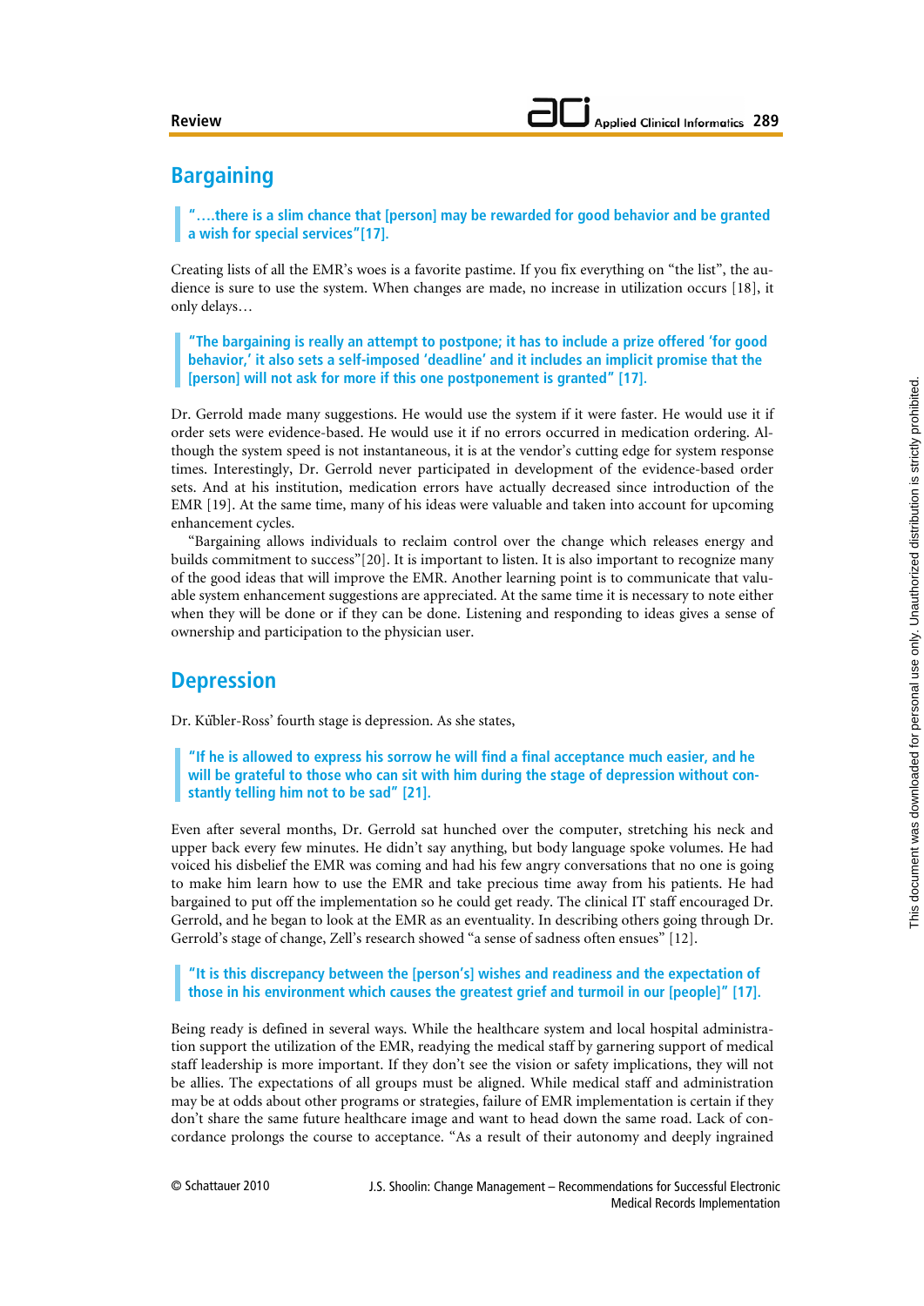## Bargaining

> "….there is a slim chance that [person] may be rewarded for good behavior and be granted a wish for special services"[17].

Creating lists of all the EMR's woes is a favorite pastime. If you fix everything on "the list", the audience is sure to use the system. When changes are made, no increase in utilization occurs [18], it only delays…

> "The bargaining is really an attempt to postpone; it has to include a prize offered 'for good behavior,' it also sets a self-imposed 'deadline' and it includes an implicit promise that the [person] will not ask for more if this one postponement is granted" [17].

Dr. Gerrold made many suggestions. He would use the system if it were faster. He would use it if order sets were evidence-based. He would use it if no errors occurred in medication ordering. Although the system speed is not instantaneous, it is at the vendor's cutting edge for system response times. Interestingly, Dr. Gerrold never participated in development of the evidence-based order sets. And at his institution, medication errors have actually decreased since introduction of the EMR [19]. At the same time, many of his ideas were valuable and taken into account for upcoming enhancement cycles.

"Bargaining allows individuals to reclaim control over the change which releases energy and builds commitment to success"[20]. It is important to listen. It is also important to recognize many of the good ideas that will improve the EMR. Another learning point is to communicate that valuable system enhancement suggestions are appreciated. At the same time it is necessary to note either when they will be done or if they can be done. Listening and responding to ideas gives a sense of ownership and participation to the physician user.

## Depression

Dr. Kűbler-Ross' fourth stage is depression. As she states,

> "If he is allowed to express his sorrow he will find a final acceptance much easier, and he will be grateful to those who can sit with him during the stage of depression without constantly telling him not to be sad" [21].

Even after several months, Dr. Gerrold sat hunched over the computer, stretching his neck and upper back every few minutes. He didn't say anything, but body language spoke volumes. He had voiced his disbelief the EMR was coming and had his few angry conversations that no one is going to make him learn how to use the EMR and take precious time away from his patients. He had bargained to put off the implementation so he could get ready. The clinical IT staff encouraged Dr. Gerrold, and he began to look at the EMR as an eventuality. In describing others going through Dr. Gerrold's stage of change, Zell's research showed "a sense of sadness often ensues" [12].

> "It is this discrepancy between the [person's] wishes and readiness and the expectation of those in his environment which causes the greatest grief and turmoil in our [people]" [17].

Being ready is defined in several ways. While the healthcare system and local hospital administration support the utilization of the EMR, readying the medical staff by garnering support of medical staff leadership is more important. If they don't see the vision or safety implications, they will not be allies. The expectations of all groups must be aligned. While medical staff and administration may be at odds about other programs or strategies, failure of EMR implementation is certain if they don't share the same future healthcare image and want to head down the same road. Lack of concordance prolongs the course to acceptance. "As a result of their autonomy and deeply ingrained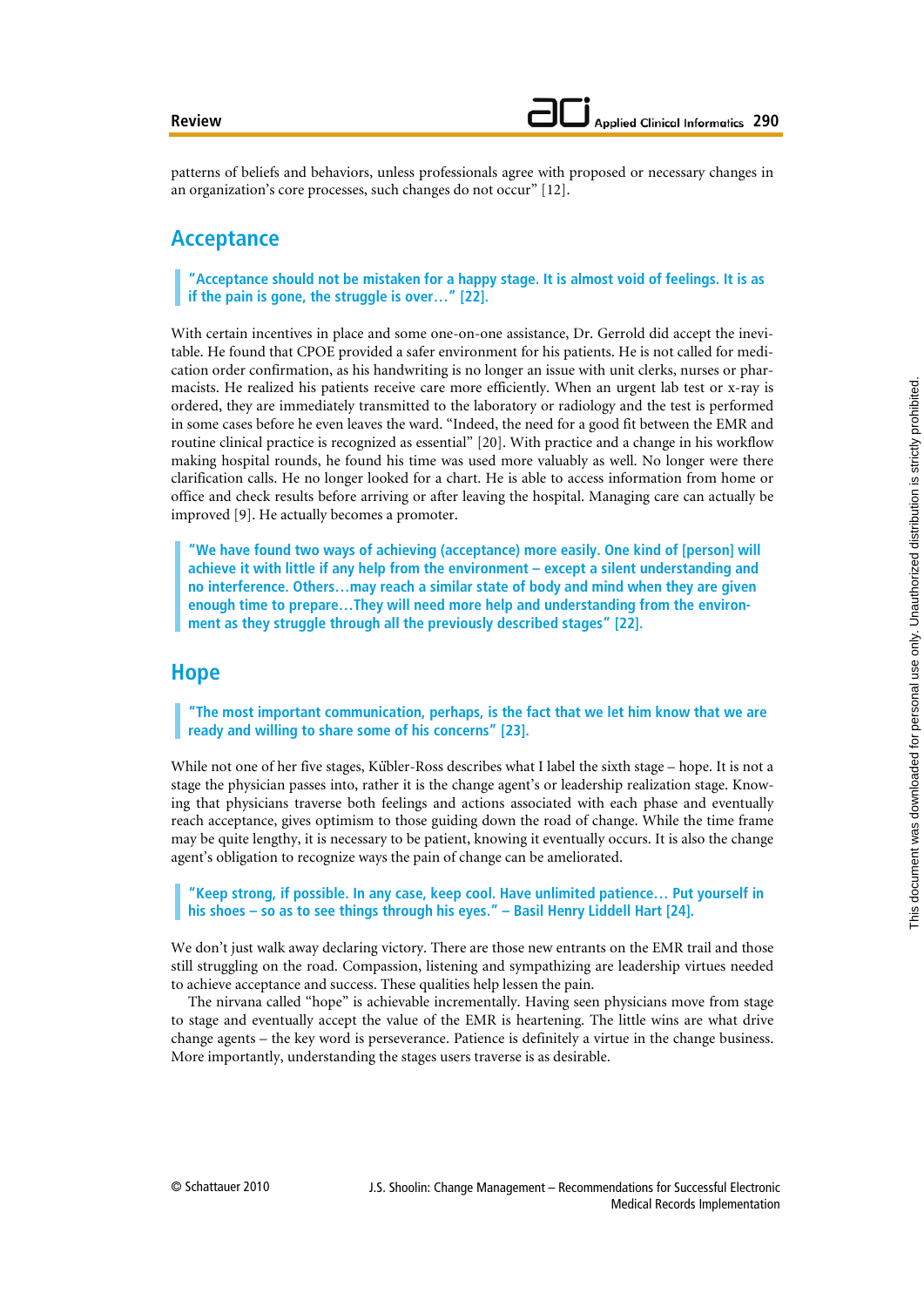patterns of beliefs and behaviors, unless professionals agree with proposed or necessary changes in an organization's core processes, such changes do not occur" [12].

## Acceptance

> **"Acceptance should not be mistaken for a happy stage. It is almost void of feelings. It is as if the pain is gone, the struggle is over…" [22].**

With certain incentives in place and some one-on-one assistance, Dr. Gerrold did accept the inevitable. He found that CPOE provided a safer environment for his patients. He is not called for medication order confirmation, as his handwriting is no longer an issue with unit clerks, nurses or pharmacists. He realized his patients receive care more efficiently. When an urgent lab test or x-ray is ordered, they are immediately transmitted to the laboratory or radiology and the test is performed in some cases before he even leaves the ward. "Indeed, the need for a good fit between the EMR and routine clinical practice is recognized as essential" [20]. With practice and a change in his workflow making hospital rounds, he found his time was used more valuably as well. No longer were there clarification calls. He no longer looked for a chart. He is able to access information from home or office and check results before arriving or after leaving the hospital. Managing care can actually be improved [9]. He actually becomes a promoter.

> **"We have found two ways of achieving (acceptance) more easily. One kind of [person] will achieve it with little if any help from the environment – except a silent understanding and no interference. Others…may reach a similar state of body and mind when they are given enough time to prepare…They will need more help and understanding from the environment as they struggle through all the previously described stages" [22].**

## Hope

> **"The most important communication, perhaps, is the fact that we let him know that we are ready and willing to share some of his concerns" [23].**

While not one of her five stages, Kűbler-Ross describes what I label the sixth stage – hope. It is not a stage the physician passes into, rather it is the change agent's or leadership realization stage. Knowing that physicians traverse both feelings and actions associated with each phase and eventually reach acceptance, gives optimism to those guiding down the road of change. While the time frame may be quite lengthy, it is necessary to be patient, knowing it eventually occurs. It is also the change agent's obligation to recognize ways the pain of change can be ameliorated.

> **"Keep strong, if possible. In any case, keep cool. Have unlimited patience… Put yourself in his shoes – so as to see things through his eyes." – Basil Henry Liddell Hart [24].**

We don't just walk away declaring victory. There are those new entrants on the EMR trail and those still struggling on the road. Compassion, listening and sympathizing are leadership virtues needed to achieve acceptance and success. These qualities help lessen the pain.

The nirvana called "hope" is achievable incrementally. Having seen physicians move from stage to stage and eventually accept the value of the EMR is heartening. The little wins are what drive change agents – the key word is perseverance. Patience is definitely a virtue in the change business. More importantly, understanding the stages users traverse is as desirable.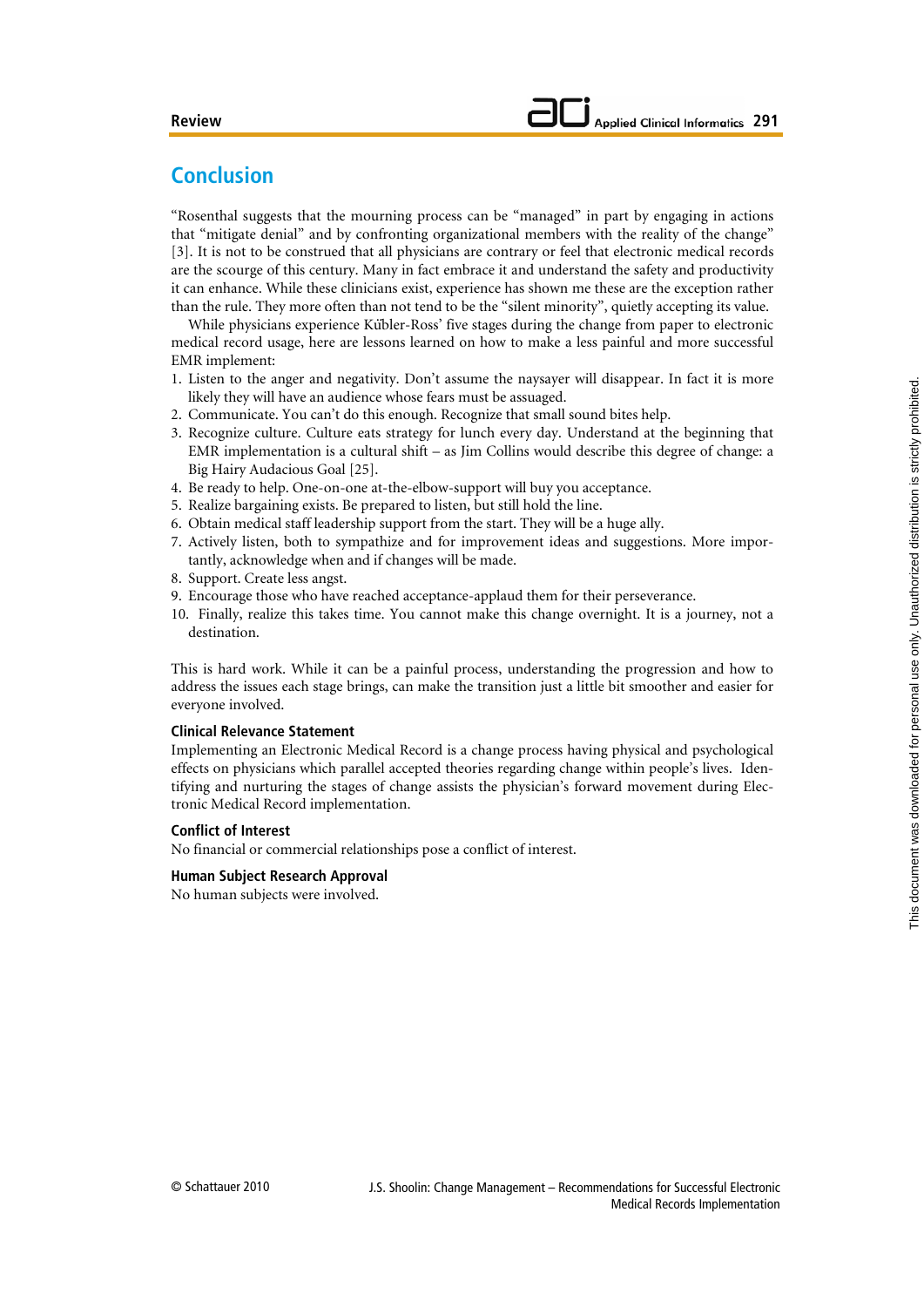## Conclusion

"Rosenthal suggests that the mourning process can be "managed" in part by engaging in actions that "mitigate denial" and by confronting organizational members with the reality of the change" [3]. It is not to be construed that all physicians are contrary or feel that electronic medical records are the scourge of this century. Many in fact embrace it and understand the safety and productivity it can enhance. While these clinicians exist, experience has shown me these are the exception rather than the rule. They more often than not tend to be the "silent minority", quietly accepting its value.

While physicians experience Kűbler-Ross' five stages during the change from paper to electronic medical record usage, here are lessons learned on how to make a less painful and more successful EMR implement:

1. Listen to the anger and negativity. Don't assume the naysayer will disappear. In fact it is more likely they will have an audience whose fears must be assuaged.
2. Communicate. You can't do this enough. Recognize that small sound bites help.
3. Recognize culture. Culture eats strategy for lunch every day. Understand at the beginning that EMR implementation is a cultural shift – as Jim Collins would describe this degree of change: a Big Hairy Audacious Goal [25].
4. Be ready to help. One-on-one at-the-elbow-support will buy you acceptance.
5. Realize bargaining exists. Be prepared to listen, but still hold the line.
6. Obtain medical staff leadership support from the start. They will be a huge ally.
7. Actively listen, both to sympathize and for improvement ideas and suggestions. More importantly, acknowledge when and if changes will be made.
8. Support. Create less angst.
9. Encourage those who have reached acceptance-applaud them for their perseverance.
10. Finally, realize this takes time. You cannot make this change overnight. It is a journey, not a destination.

This is hard work. While it can be a painful process, understanding the progression and how to address the issues each stage brings, can make the transition just a little bit smoother and easier for everyone involved.

### Clinical Relevance Statement

Implementing an Electronic Medical Record is a change process having physical and psychological effects on physicians which parallel accepted theories regarding change within people's lives. Identifying and nurturing the stages of change assists the physician's forward movement during Electronic Medical Record implementation.

### Conflict of Interest

No financial or commercial relationships pose a conflict of interest.

### Human Subject Research Approval

No human subjects were involved.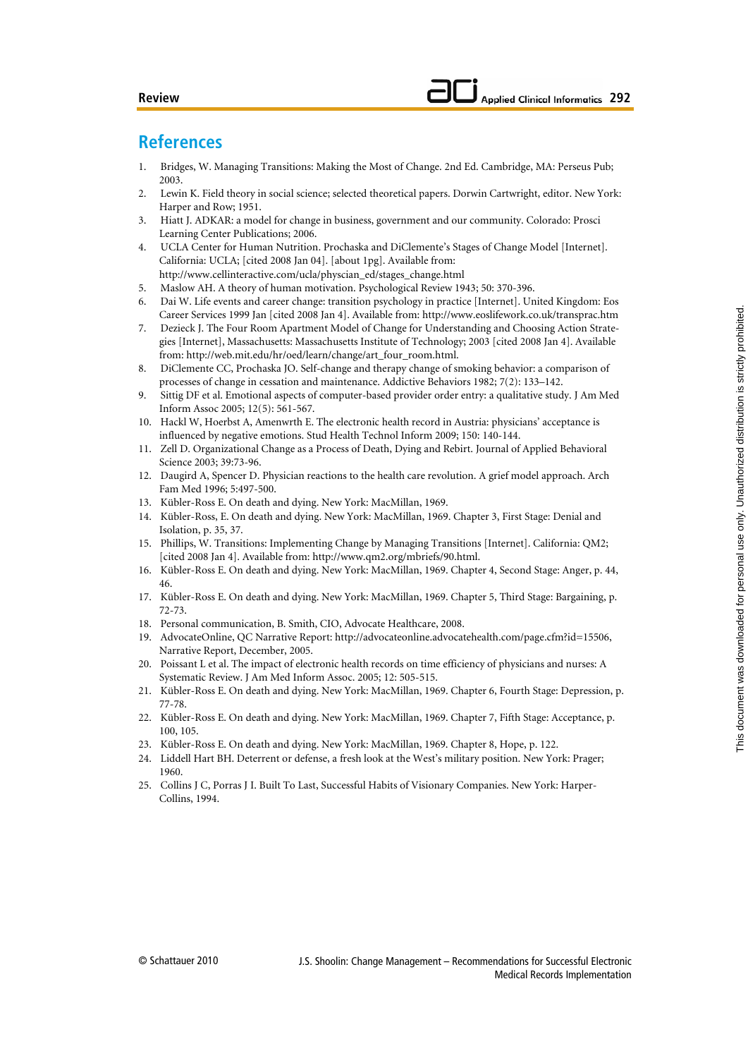## References

1. Bridges, W. Managing Transitions: Making the Most of Change. 2nd Ed. Cambridge, MA: Perseus Pub; 2003.
2. Lewin K. Field theory in social science; selected theoretical papers. Dorwin Cartwright, editor. New York: Harper and Row; 1951.
3. Hiatt J. ADKAR: a model for change in business, government and our community. Colorado: Prosci Learning Center Publications; 2006.
4. UCLA Center for Human Nutrition. Prochaska and DiClemente's Stages of Change Model [Internet]. California: UCLA; [cited 2008 Jan 04]. [about 1pg]. Available from: http://www.cellinteractive.com/ucla/physcian_ed/stages_change.html
5. Maslow AH. A theory of human motivation. Psychological Review 1943; 50: 370-396.
6. Dai W. Life events and career change: transition psychology in practice [Internet]. United Kingdom: Eos Career Services 1999 Jan [cited 2008 Jan 4]. Available from: http://www.eoslifework.co.uk/transprac.htm
7. Dezieck J. The Four Room Apartment Model of Change for Understanding and Choosing Action Strategies [Internet], Massachusetts: Massachusetts Institute of Technology; 2003 [cited 2008 Jan 4]. Available from: http://web.mit.edu/hr/oed/learn/change/art_four_room.html.
8. DiClemente CC, Prochaska JO. Self-change and therapy change of smoking behavior: a comparison of processes of change in cessation and maintenance. Addictive Behaviors 1982; 7(2): 133–142.
9. Sittig DF et al. Emotional aspects of computer-based provider order entry: a qualitative study. J Am Med Inform Assoc 2005; 12(5): 561-567.
10. Hackl W, Hoerbst A, Amenwrth E. The electronic health record in Austria: physicians' acceptance is influenced by negative emotions. Stud Health Technol Inform 2009; 150: 140-144.
11. Zell D. Organizational Change as a Process of Death, Dying and Rebirt. Journal of Applied Behavioral Science 2003; 39:73-96.
12. Daugird A, Spencer D. Physician reactions to the health care revolution. A grief model approach. Arch Fam Med 1996; 5:497-500.
13. Kübler-Ross E. On death and dying. New York: MacMillan, 1969.
14. Kübler-Ross, E. On death and dying. New York: MacMillan, 1969. Chapter 3, First Stage: Denial and Isolation, p. 35, 37.
15. Phillips, W. Transitions: Implementing Change by Managing Transitions [Internet]. California: QM2; [cited 2008 Jan 4]. Available from: http://www.qm2.org/mbriefs/90.html.
16. Kübler-Ross E. On death and dying. New York: MacMillan, 1969. Chapter 4, Second Stage: Anger, p. 44, 46.
17. Kübler-Ross E. On death and dying. New York: MacMillan, 1969. Chapter 5, Third Stage: Bargaining, p. 72-73.
18. Personal communication, B. Smith, CIO, Advocate Healthcare, 2008.
19. AdvocateOnline, QC Narrative Report: http://advocateonline.advocatehealth.com/page.cfm?id=15506, Narrative Report, December, 2005.
20. Poissant L et al. The impact of electronic health records on time efficiency of physicians and nurses: A Systematic Review. J Am Med Inform Assoc. 2005; 12: 505-515.
21. Kübler-Ross E. On death and dying. New York: MacMillan, 1969. Chapter 6, Fourth Stage: Depression, p. 77-78.
22. Kübler-Ross E. On death and dying. New York: MacMillan, 1969. Chapter 7, Fifth Stage: Acceptance, p. 100, 105.
23. Kübler-Ross E. On death and dying. New York: MacMillan, 1969. Chapter 8, Hope, p. 122.
24. Liddell Hart BH. Deterrent or defense, a fresh look at the West's military position. New York: Prager; 1960.
25. Collins J C, Porras J I. Built To Last, Successful Habits of Visionary Companies. New York: HarperCollins, 1994.